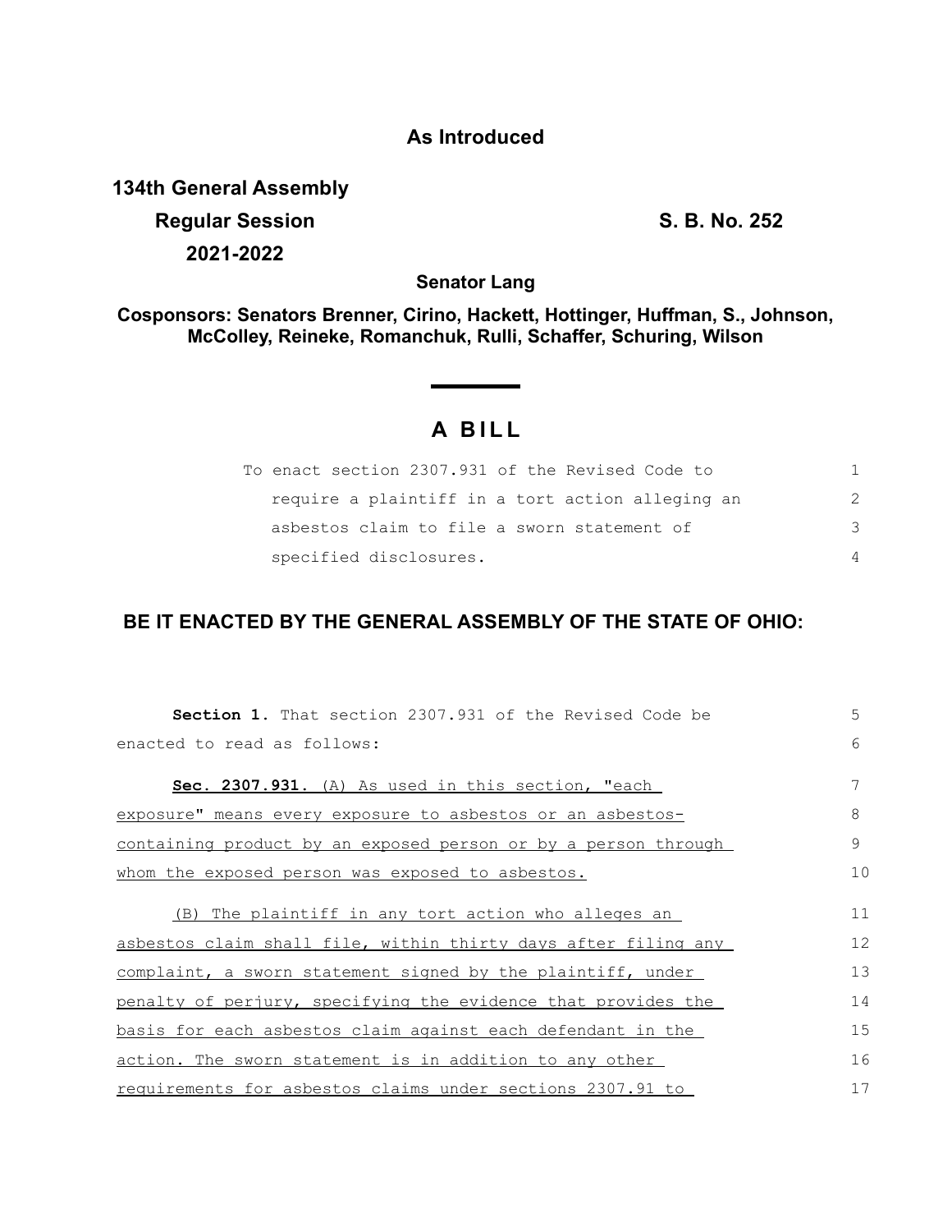**As Introduced**

**134th General Assembly**

**Regular Session** **S. B. No. 252**

**2021-2022**

**Senator Lang**

**Cosponsors: Senators Brenner, Cirino, Hackett, Hottinger, Huffman, S., Johnson, McColley, Reineke, Romanchuk, Rulli, Schaffer, Schuring, Wilson**

# A BILL

To enact section 2307.931 of the Revised Code to require a plaintiff in a tort action alleging an asbestos claim to file a sworn statement of specified disclosures.

**BE IT ENACTED BY THE GENERAL ASSEMBLY OF THE STATE OF OHIO:**

**Section 1.** That section 2307.931 of the Revised Code be enacted to read as follows:

**Sec. 2307.931.** (A) As used in this section, "each exposure" means every exposure to asbestos or an asbestos-containing product by an exposed person or by a person through whom the exposed person was exposed to asbestos.

(B) The plaintiff in any tort action who alleges an asbestos claim shall file, within thirty days after filing any complaint, a sworn statement signed by the plaintiff, under penalty of perjury, specifying the evidence that provides the basis for each asbestos claim against each defendant in the action. The sworn statement is in addition to any other requirements for asbestos claims under sections 2307.91 to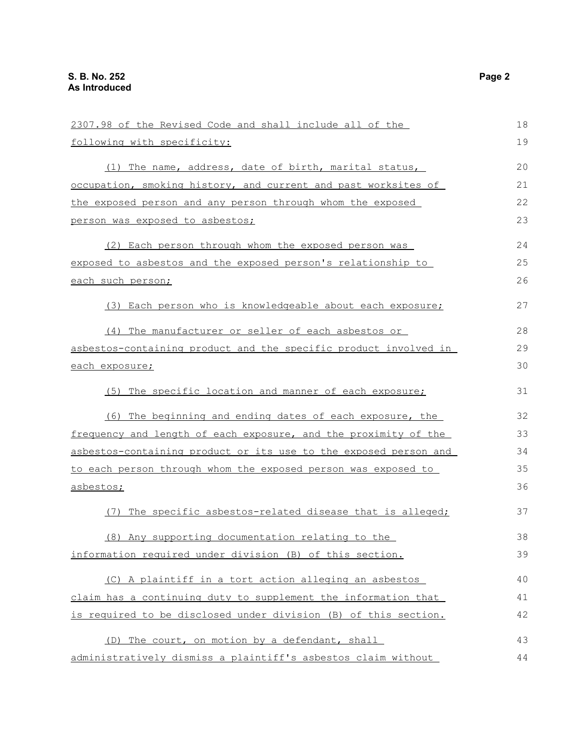2307.98 of the Revised Code and shall include all of the following with specificity:

(1) The name, address, date of birth, marital status, occupation, smoking history, and current and past worksites of the exposed person and any person through whom the exposed person was exposed to asbestos;

(2) Each person through whom the exposed person was exposed to asbestos and the exposed person's relationship to each such person;

(3) Each person who is knowledgeable about each exposure;

(4) The manufacturer or seller of each asbestos or asbestos-containing product and the specific product involved in each exposure;

(5) The specific location and manner of each exposure;

(6) The beginning and ending dates of each exposure, the frequency and length of each exposure, and the proximity of the asbestos-containing product or its use to the exposed person and to each person through whom the exposed person was exposed to asbestos;

(7) The specific asbestos-related disease that is alleged;

(8) Any supporting documentation relating to the information required under division (B) of this section.

(C) A plaintiff in a tort action alleging an asbestos claim has a continuing duty to supplement the information that is required to be disclosed under division (B) of this section.

(D) The court, on motion by a defendant, shall administratively dismiss a plaintiff's asbestos claim without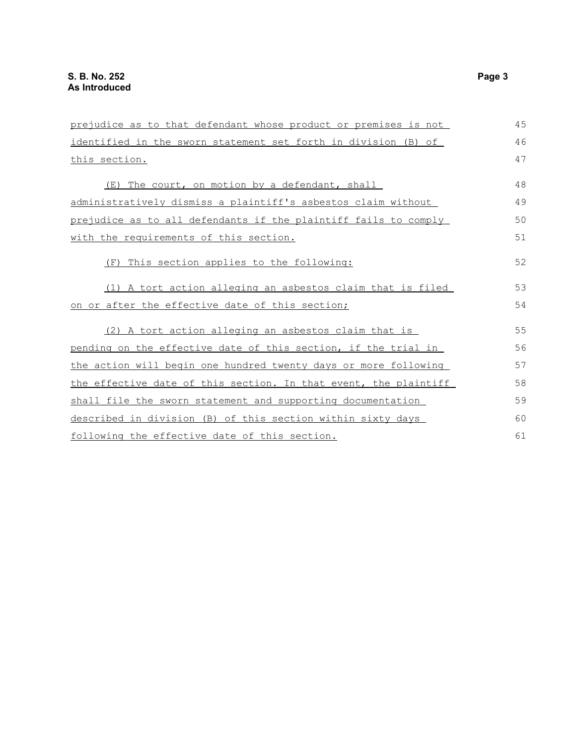prejudice as to that defendant whose product or premises is not identified in the sworn statement set forth in division (B) of this section.

(E) The court, on motion by a defendant, shall administratively dismiss a plaintiff's asbestos claim without prejudice as to all defendants if the plaintiff fails to comply with the requirements of this section.

(F) This section applies to the following:

(1) A tort action alleging an asbestos claim that is filed on or after the effective date of this section;

(2) A tort action alleging an asbestos claim that is pending on the effective date of this section, if the trial in the action will begin one hundred twenty days or more following the effective date of this section. In that event, the plaintiff shall file the sworn statement and supporting documentation described in division (B) of this section within sixty days following the effective date of this section.